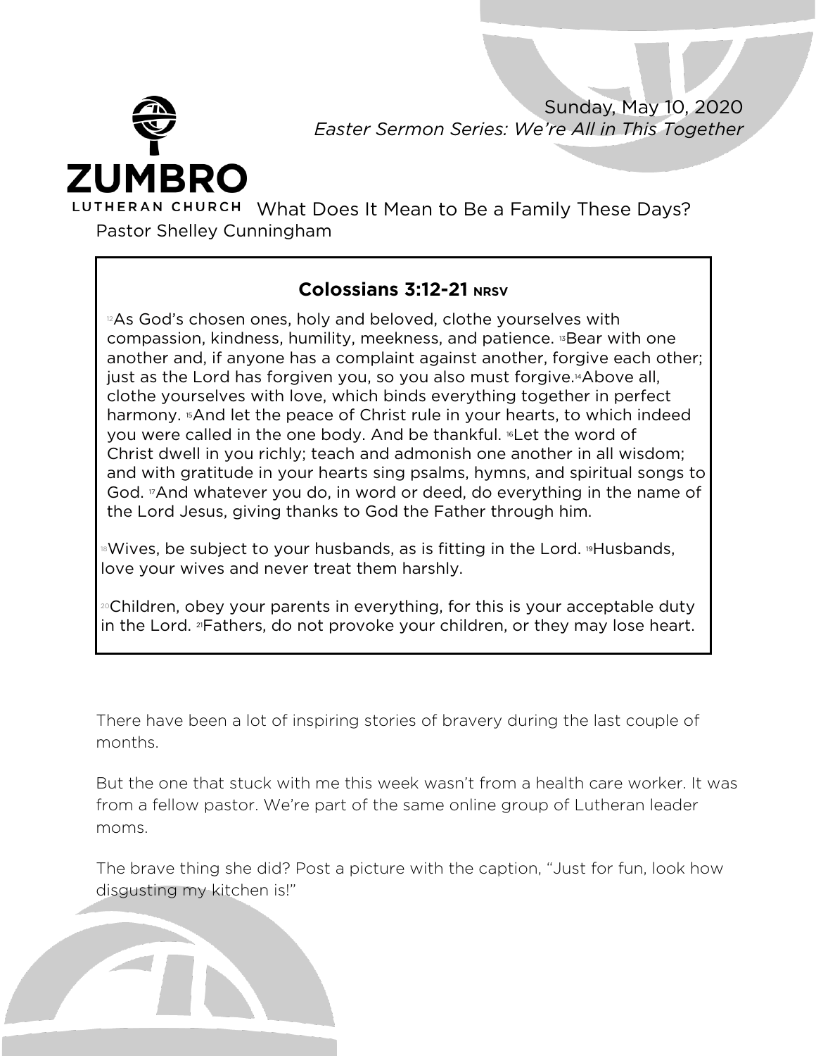Sunday, May 10, 2020

*Easter Sermon Series: We're All in This Together*

**ZUMBRO LUTHERAN CHURCH**

# What Does It Mean to Be a Family These Days?

Pastor Shelley Cunningham

## Colossians 3:12-21 NRSV

[12]As God's chosen ones, holy and beloved, clothe yourselves with compassion, kindness, humility, meekness, and patience. [13]Bear with one another and, if anyone has a complaint against another, forgive each other; just as the Lord has forgiven you, so you also must forgive.[14]Above all, clothe yourselves with love, which binds everything together in perfect harmony. [15]And let the peace of Christ rule in your hearts, to which indeed you were called in the one body. And be thankful. [16]Let the word of Christ dwell in you richly; teach and admonish one another in all wisdom; and with gratitude in your hearts sing psalms, hymns, and spiritual songs to God. [17]And whatever you do, in word or deed, do everything in the name of the Lord Jesus, giving thanks to God the Father through him.

[18]Wives, be subject to your husbands, as is fitting in the Lord. [19]Husbands, love your wives and never treat them harshly.

[20]Children, obey your parents in everything, for this is your acceptable duty in the Lord. [21]Fathers, do not provoke your children, or they may lose heart.

There have been a lot of inspiring stories of bravery during the last couple of months.

But the one that stuck with me this week wasn't from a health care worker. It was from a fellow pastor. We're part of the same online group of Lutheran leader moms.

The brave thing she did? Post a picture with the caption, "Just for fun, look how disgusting my kitchen is!"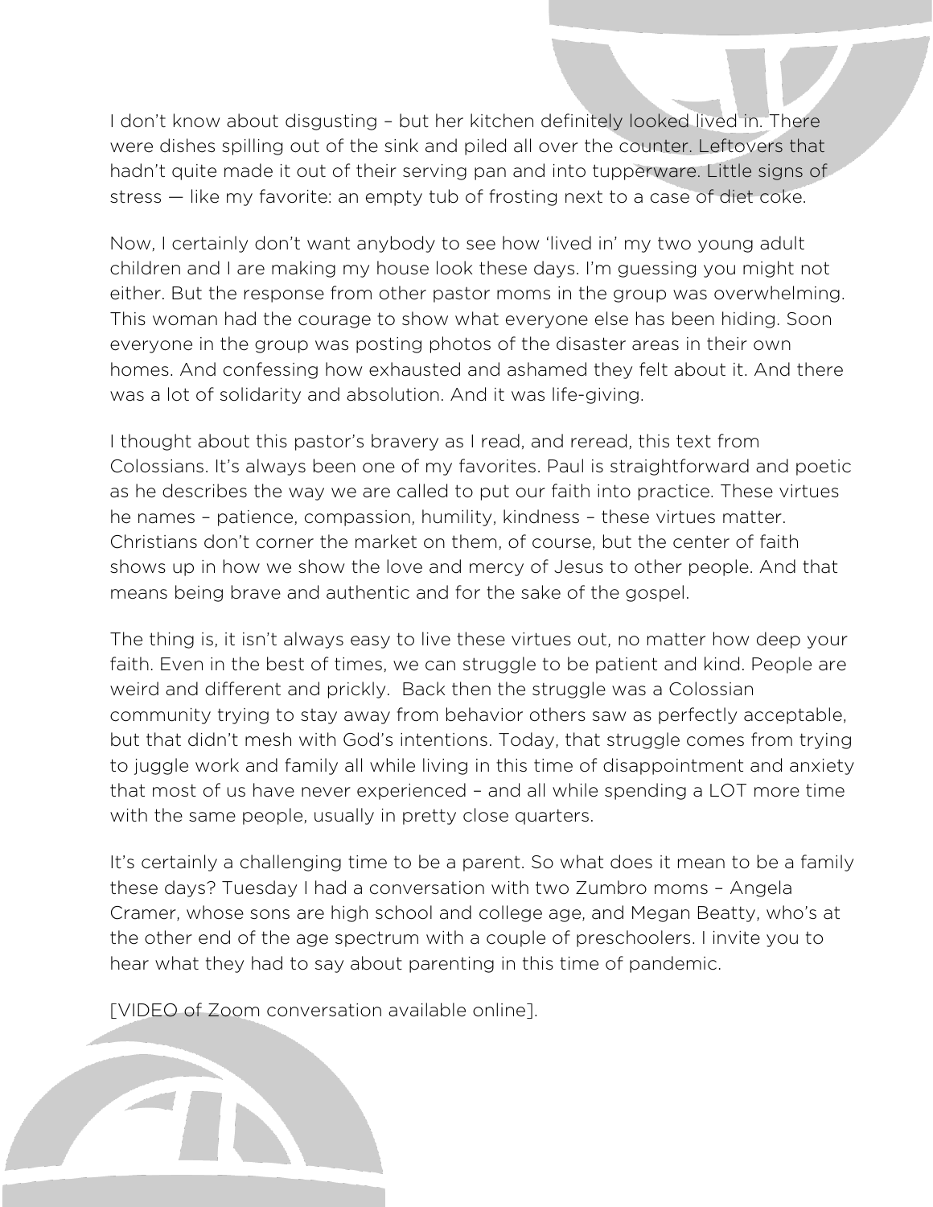I don't know about disgusting – but her kitchen definitely looked lived in. There were dishes spilling out of the sink and piled all over the counter. Leftovers that hadn't quite made it out of their serving pan and into tupperware. Little signs of stress — like my favorite: an empty tub of frosting next to a case of diet coke.

Now, I certainly don't want anybody to see how 'lived in' my two young adult children and I are making my house look these days. I'm guessing you might not either. But the response from other pastor moms in the group was overwhelming. This woman had the courage to show what everyone else has been hiding. Soon everyone in the group was posting photos of the disaster areas in their own homes. And confessing how exhausted and ashamed they felt about it. And there was a lot of solidarity and absolution. And it was life-giving.

I thought about this pastor's bravery as I read, and reread, this text from Colossians. It's always been one of my favorites. Paul is straightforward and poetic as he describes the way we are called to put our faith into practice. These virtues he names – patience, compassion, humility, kindness – these virtues matter. Christians don't corner the market on them, of course, but the center of faith shows up in how we show the love and mercy of Jesus to other people. And that means being brave and authentic and for the sake of the gospel.

The thing is, it isn't always easy to live these virtues out, no matter how deep your faith. Even in the best of times, we can struggle to be patient and kind. People are weird and different and prickly. Back then the struggle was a Colossian community trying to stay away from behavior others saw as perfectly acceptable, but that didn't mesh with God's intentions. Today, that struggle comes from trying to juggle work and family all while living in this time of disappointment and anxiety that most of us have never experienced – and all while spending a LOT more time with the same people, usually in pretty close quarters.

It's certainly a challenging time to be a parent. So what does it mean to be a family these days? Tuesday I had a conversation with two Zumbro moms – Angela Cramer, whose sons are high school and college age, and Megan Beatty, who's at the other end of the age spectrum with a couple of preschoolers. I invite you to hear what they had to say about parenting in this time of pandemic.

[VIDEO of Zoom conversation available online].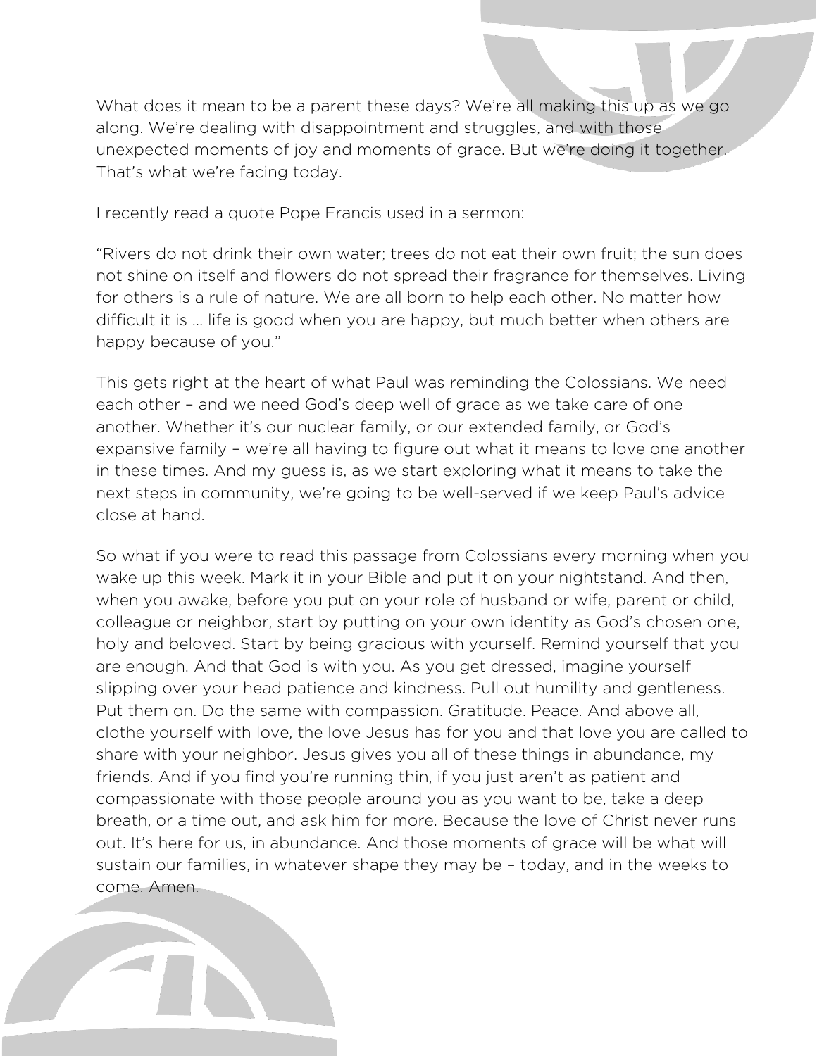What does it mean to be a parent these days? We're all making this up as we go along. We're dealing with disappointment and struggles, and with those unexpected moments of joy and moments of grace. But we're doing it together. That's what we're facing today.

I recently read a quote Pope Francis used in a sermon:

"Rivers do not drink their own water; trees do not eat their own fruit; the sun does not shine on itself and flowers do not spread their fragrance for themselves. Living for others is a rule of nature. We are all born to help each other. No matter how difficult it is … life is good when you are happy, but much better when others are happy because of you."

This gets right at the heart of what Paul was reminding the Colossians. We need each other – and we need God's deep well of grace as we take care of one another. Whether it's our nuclear family, or our extended family, or God's expansive family – we're all having to figure out what it means to love one another in these times. And my guess is, as we start exploring what it means to take the next steps in community, we're going to be well-served if we keep Paul's advice close at hand.

So what if you were to read this passage from Colossians every morning when you wake up this week. Mark it in your Bible and put it on your nightstand. And then, when you awake, before you put on your role of husband or wife, parent or child, colleague or neighbor, start by putting on your own identity as God's chosen one, holy and beloved. Start by being gracious with yourself. Remind yourself that you are enough. And that God is with you. As you get dressed, imagine yourself slipping over your head patience and kindness. Pull out humility and gentleness. Put them on. Do the same with compassion. Gratitude. Peace. And above all, clothe yourself with love, the love Jesus has for you and that love you are called to share with your neighbor. Jesus gives you all of these things in abundance, my friends. And if you find you're running thin, if you just aren't as patient and compassionate with those people around you as you want to be, take a deep breath, or a time out, and ask him for more. Because the love of Christ never runs out. It's here for us, in abundance. And those moments of grace will be what will sustain our families, in whatever shape they may be – today, and in the weeks to come. Amen.